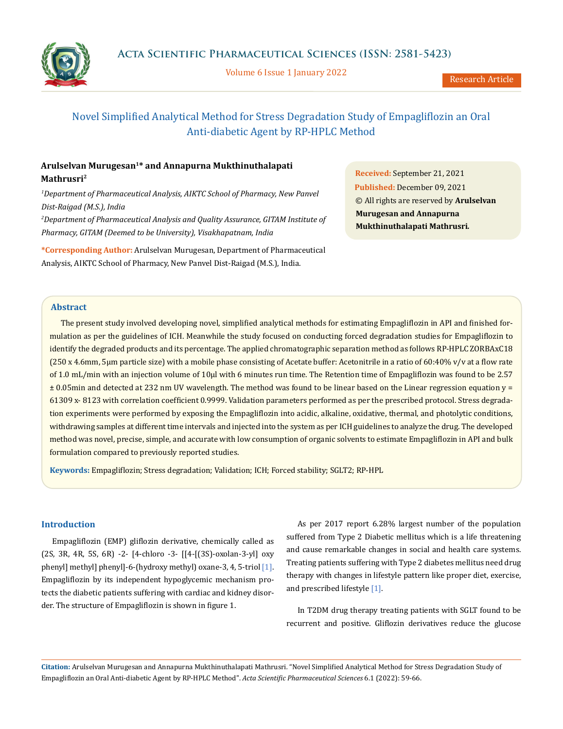# Novel Simplified Analytical Method for Stress Degradation Study of Empagliflozin an Oral Anti-diabetic Agent by RP-HPLC Method

**Arulselvan Murugesan[1]* and Annapurna Mukthinuthalapati Mathrusri[2]**

[1]*Department of Pharmaceutical Analysis, AIKTC School of Pharmacy, New Panvel Dist-Raigad (M.S.), India*

[2]*Department of Pharmaceutical Analysis and Quality Assurance, GITAM Institute of Pharmacy, GITAM (Deemed to be University), Visakhapatnam, India*

**\*Corresponding Author:** Arulselvan Murugesan, Department of Pharmaceutical Analysis, AIKTC School of Pharmacy, New Panvel Dist-Raigad (M.S.), India.

**Received:** September 21, 2021
**Published:** December 09, 2021
© All rights are reserved by **Arulselvan Murugesan and Annapurna Mukthinuthalapati Mathrusri.**

## Abstract

The present study involved developing novel, simplified analytical methods for estimating Empagliflozin in API and finished formulation as per the guidelines of ICH. Meanwhile the study focused on conducting forced degradation studies for Empagliflozin to identify the degraded products and its percentage. The applied chromatographic separation method as follows RP-HPLC ZORBAxC18 (250 x 4.6mm, 5μm particle size) with a mobile phase consisting of Acetate buffer: Acetonitrile in a ratio of 60:40% v/v at a flow rate of 1.0 mL/min with an injection volume of 10μl with 6 minutes run time. The Retention time of Empagliflozin was found to be 2.57 ± 0.05min and detected at 232 nm UV wavelength. The method was found to be linear based on the Linear regression equation y = 61309 x- 8123 with correlation coefficient 0.9999. Validation parameters performed as per the prescribed protocol. Stress degradation experiments were performed by exposing the Empagliflozin into acidic, alkaline, oxidative, thermal, and photolytic conditions, withdrawing samples at different time intervals and injected into the system as per ICH guidelines to analyze the drug. The developed method was novel, precise, simple, and accurate with low consumption of organic solvents to estimate Empagliflozin in API and bulk formulation compared to previously reported studies.

**Keywords:** Empagliflozin; Stress degradation; Validation; ICH; Forced stability; SGLT2; RP-HPL

## Introduction

Empagliflozin (EMP) gliflozin derivative, chemically called as (2S, 3R, 4R, 5S, 6R) -2- [4-chloro -3- [[4-[(3S)-oxolan-3-yl] oxy phenyl] methyl] phenyl]-6-(hydroxy methyl) oxane-3, 4, 5-triol [1]. Empagliflozin by its independent hypoglycemic mechanism protects the diabetic patients suffering with cardiac and kidney disorder. The structure of Empagliflozin is shown in figure 1.

As per 2017 report 6.28% largest number of the population suffered from Type 2 Diabetic mellitus which is a life threatening and cause remarkable changes in social and health care systems. Treating patients suffering with Type 2 diabetes mellitus need drug therapy with changes in lifestyle pattern like proper diet, exercise, and prescribed lifestyle [1].

In T2DM drug therapy treating patients with SGLT found to be recurrent and positive. Gliflozin derivatives reduce the glucose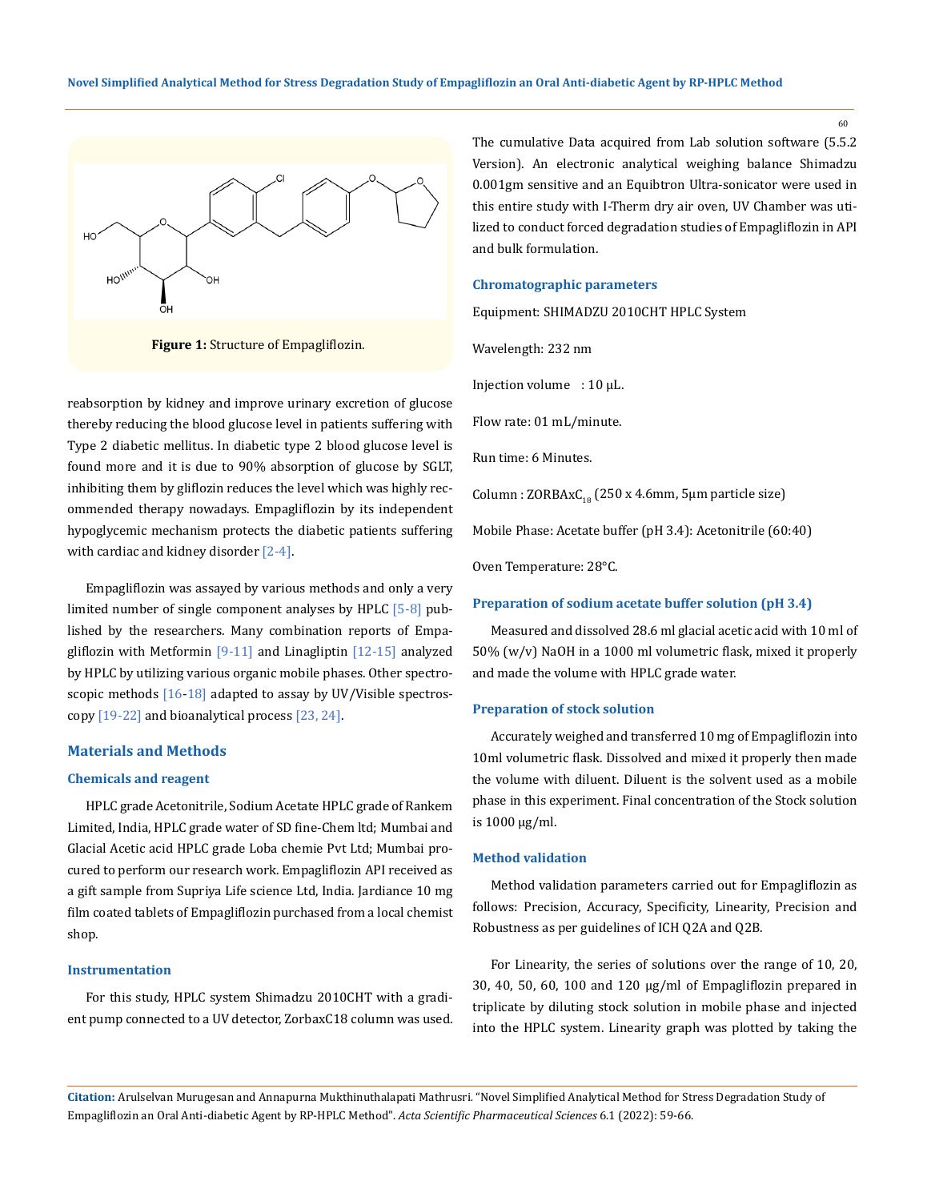Figure 1: Structure of Empagliflozin.

reabsorption by kidney and improve urinary excretion of glucose thereby reducing the blood glucose level in patients suffering with Type 2 diabetic mellitus. In diabetic type 2 blood glucose level is found more and it is due to 90% absorption of glucose by SGLT, inhibiting them by gliflozin reduces the level which was highly recommended therapy nowadays. Empagliflozin by its independent hypoglycemic mechanism protects the diabetic patients suffering with cardiac and kidney disorder [2-4].

Empagliflozin was assayed by various methods and only a very limited number of single component analyses by HPLC [5-8] published by the researchers. Many combination reports of Empagliflozin with Metformin [9-11] and Linagliptin [12-15] analyzed by HPLC by utilizing various organic mobile phases. Other spectroscopic methods [16-18] adapted to assay by UV/Visible spectroscopy [19-22] and bioanalytical process [23, 24].

## Materials and Methods

### Chemicals and reagent

HPLC grade Acetonitrile, Sodium Acetate HPLC grade of Rankem Limited, India, HPLC grade water of SD fine-Chem ltd; Mumbai and Glacial Acetic acid HPLC grade Loba chemie Pvt Ltd; Mumbai procured to perform our research work. Empagliflozin API received as a gift sample from Supriya Life science Ltd, India. Jardiance 10 mg film coated tablets of Empagliflozin purchased from a local chemist shop.

### Instrumentation

For this study, HPLC system Shimadzu 2010CHT with a gradient pump connected to a UV detector, ZorbaxC18 column was used. The cumulative Data acquired from Lab solution software (5.5.2 Version). An electronic analytical weighing balance Shimadzu 0.001gm sensitive and an Equibtron Ultra-sonicator were used in this entire study with I-Therm dry air oven, UV Chamber was utilized to conduct forced degradation studies of Empagliflozin in API and bulk formulation.

### Chromatographic parameters

Equipment: SHIMADZU 2010CHT HPLC System

Wavelength: 232 nm

Injection volume : 10 μL.

Flow rate: 01 mL/minute.

Run time: 6 Minutes.

Column : ZORBAxC$_{18}$ (250 x 4.6mm, 5μm particle size)

Mobile Phase: Acetate buffer (pH 3.4): Acetonitrile (60:40)

Oven Temperature: 28°C.

### Preparation of sodium acetate buffer solution (pH 3.4)

Measured and dissolved 28.6 ml glacial acetic acid with 10 ml of 50% (w/v) NaOH in a 1000 ml volumetric flask, mixed it properly and made the volume with HPLC grade water.

### Preparation of stock solution

Accurately weighed and transferred 10 mg of Empagliflozin into 10ml volumetric flask. Dissolved and mixed it properly then made the volume with diluent. Diluent is the solvent used as a mobile phase in this experiment. Final concentration of the Stock solution is 1000 μg/ml.

### Method validation

Method validation parameters carried out for Empagliflozin as follows: Precision, Accuracy, Specificity, Linearity, Precision and Robustness as per guidelines of ICH Q2A and Q2B.

For Linearity, the series of solutions over the range of 10, 20, 30, 40, 50, 60, 100 and 120 μg/ml of Empagliflozin prepared in triplicate by diluting stock solution in mobile phase and injected into the HPLC system. Linearity graph was plotted by taking the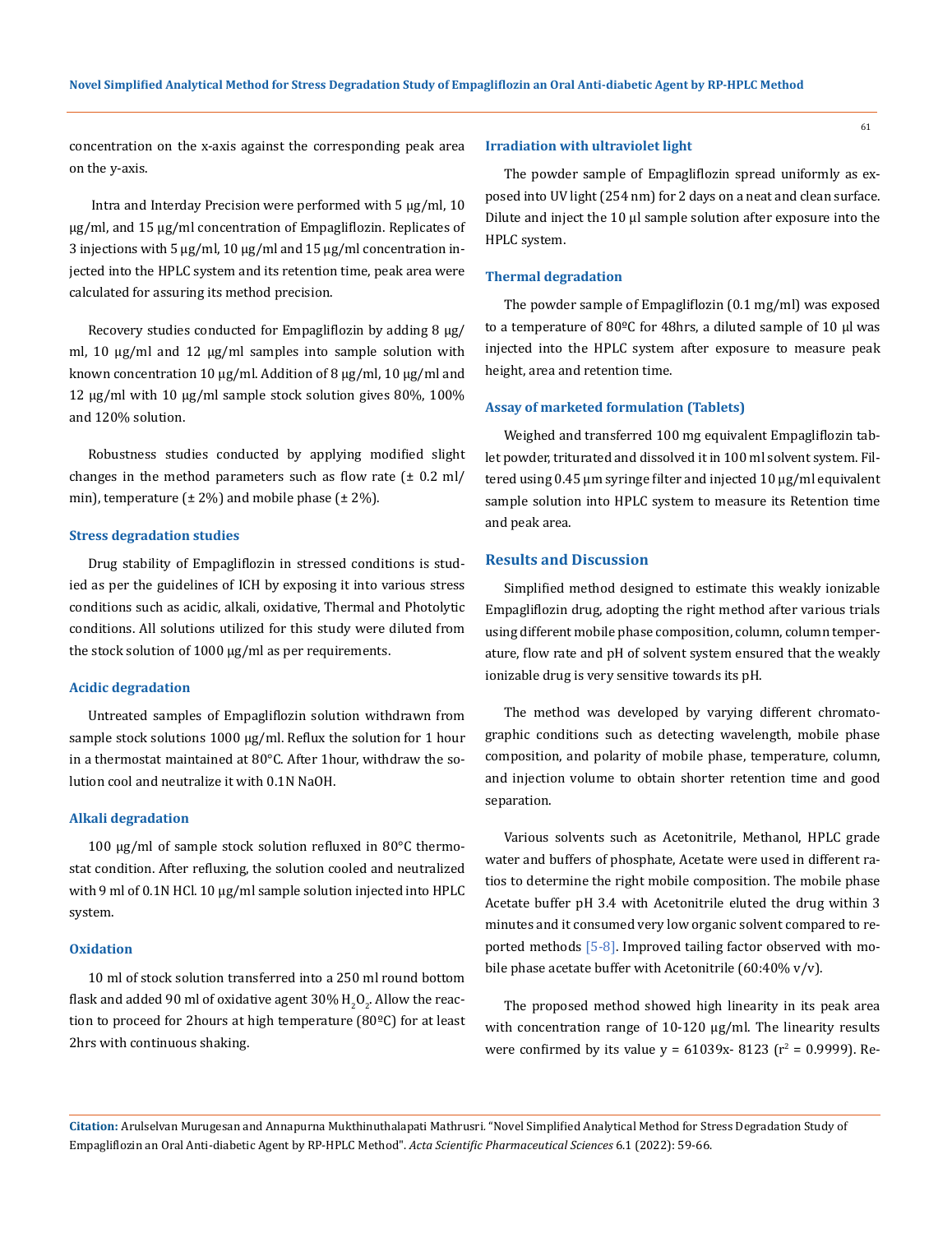concentration on the x-axis against the corresponding peak area on the y-axis.

Intra and Interday Precision were performed with 5 µg/ml, 10 µg/ml, and 15 µg/ml concentration of Empagliflozin. Replicates of 3 injections with 5 µg/ml, 10 µg/ml and 15 µg/ml concentration injected into the HPLC system and its retention time, peak area were calculated for assuring its method precision.

Recovery studies conducted for Empagliflozin by adding 8 µg/ml, 10 µg/ml and 12 µg/ml samples into sample solution with known concentration 10 µg/ml. Addition of 8 µg/ml, 10 µg/ml and 12 µg/ml with 10 µg/ml sample stock solution gives 80%, 100% and 120% solution.

Robustness studies conducted by applying modified slight changes in the method parameters such as flow rate (± 0.2 ml/min), temperature (± 2%) and mobile phase (± 2%).

### Stress degradation studies

Drug stability of Empagliflozin in stressed conditions is studied as per the guidelines of ICH by exposing it into various stress conditions such as acidic, alkali, oxidative, Thermal and Photolytic conditions. All solutions utilized for this study were diluted from the stock solution of 1000 µg/ml as per requirements.

### Acidic degradation

Untreated samples of Empagliflozin solution withdrawn from sample stock solutions 1000 µg/ml. Reflux the solution for 1 hour in a thermostat maintained at 80°C. After 1hour, withdraw the solution cool and neutralize it with 0.1N NaOH.

### Alkali degradation

100 µg/ml of sample stock solution refluxed in 80°C thermostat condition. After refluxing, the solution cooled and neutralized with 9 ml of 0.1N HCl. 10 µg/ml sample solution injected into HPLC system.

### Oxidation

10 ml of stock solution transferred into a 250 ml round bottom flask and added 90 ml of oxidative agent 30% $H_2O_2$. Allow the reaction to proceed for 2hours at high temperature (80ºC) for at least 2hrs with continuous shaking.

### Irradiation with ultraviolet light

The powder sample of Empagliflozin spread uniformly as exposed into UV light (254 nm) for 2 days on a neat and clean surface. Dilute and inject the 10 µl sample solution after exposure into the HPLC system.

### Thermal degradation

The powder sample of Empagliflozin (0.1 mg/ml) was exposed to a temperature of 80ºC for 48hrs, a diluted sample of 10 µl was injected into the HPLC system after exposure to measure peak height, area and retention time.

### Assay of marketed formulation (Tablets)

Weighed and transferred 100 mg equivalent Empagliflozin tablet powder, triturated and dissolved it in 100 ml solvent system. Filtered using 0.45 µm syringe filter and injected 10 µg/ml equivalent sample solution into HPLC system to measure its Retention time and peak area.

## Results and Discussion

Simplified method designed to estimate this weakly ionizable Empagliflozin drug, adopting the right method after various trials using different mobile phase composition, column, column temperature, flow rate and pH of solvent system ensured that the weakly ionizable drug is very sensitive towards its pH.

The method was developed by varying different chromatographic conditions such as detecting wavelength, mobile phase composition, and polarity of mobile phase, temperature, column, and injection volume to obtain shorter retention time and good separation.

Various solvents such as Acetonitrile, Methanol, HPLC grade water and buffers of phosphate, Acetate were used in different ratios to determine the right mobile composition. The mobile phase Acetate buffer pH 3.4 with Acetonitrile eluted the drug within 3 minutes and it consumed very low organic solvent compared to reported methods [5-8]. Improved tailing factor observed with mobile phase acetate buffer with Acetonitrile (60:40% v/v).

The proposed method showed high linearity in its peak area with concentration range of 10-120 µg/ml. The linearity results were confirmed by its value $y = 61039x - 8123$ ($r^2 = 0.9999$). Re-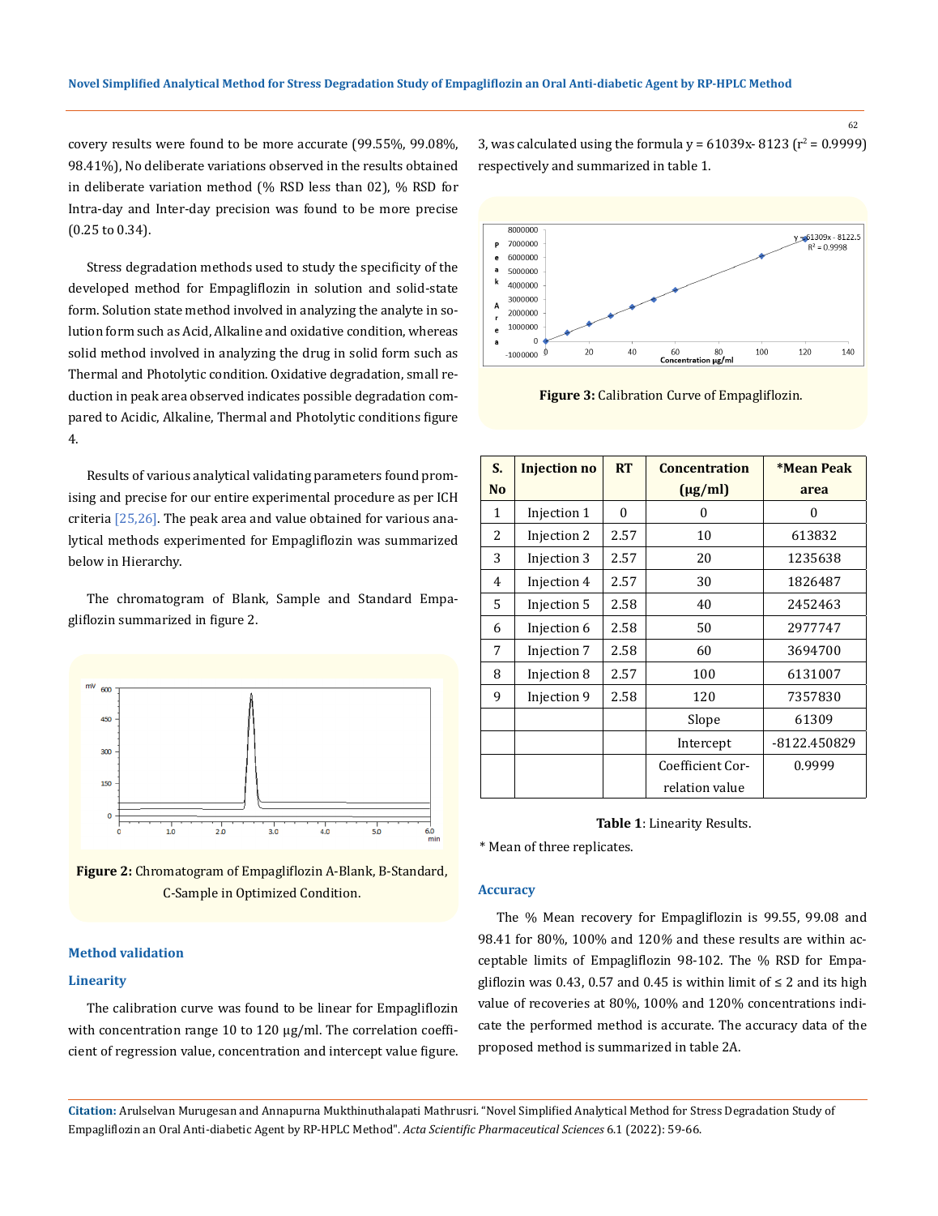covery results were found to be more accurate (99.55%, 99.08%, 98.41%), No deliberate variations observed in the results obtained in deliberate variation method (% RSD less than 02), % RSD for Intra-day and Inter-day precision was found to be more precise (0.25 to 0.34).

Stress degradation methods used to study the specificity of the developed method for Empagliflozin in solution and solid-state form. Solution state method involved in analyzing the analyte in solution form such as Acid, Alkaline and oxidative condition, whereas solid method involved in analyzing the drug in solid form such as Thermal and Photolytic condition. Oxidative degradation, small reduction in peak area observed indicates possible degradation compared to Acidic, Alkaline, Thermal and Photolytic conditions figure 4.

Results of various analytical validating parameters found promising and precise for our entire experimental procedure as per ICH criteria [25,26]. The peak area and value obtained for various analytical methods experimented for Empagliflozin was summarized below in Hierarchy.

The chromatogram of Blank, Sample and Standard Empagliflozin summarized in figure 2.

**Figure 2:** Chromatogram of Empagliflozin A-Blank, B-Standard, C-Sample in Optimized Condition.

## Method validation

### Linearity

The calibration curve was found to be linear for Empagliflozin with concentration range 10 to 120 µg/ml. The correlation coefficient of regression value, concentration and intercept value figure. 3, was calculated using the formula y = 61039x- 8123 ($r^2$ = 0.9999) respectively and summarized in table 1.

**Figure 3:** Calibration Curve of Empagliflozin.

| S. No | Injection no | RT | Concentration (µg/ml) | *Mean Peak area |
|---|---|---|---|---|
| 1 | Injection 1 | 0 | 0 | 0 |
| 2 | Injection 2 | 2.57 | 10 | 613832 |
| 3 | Injection 3 | 2.57 | 20 | 1235638 |
| 4 | Injection 4 | 2.57 | 30 | 1826487 |
| 5 | Injection 5 | 2.58 | 40 | 2452463 |
| 6 | Injection 6 | 2.58 | 50 | 2977747 |
| 7 | Injection 7 | 2.58 | 60 | 3694700 |
| 8 | Injection 8 | 2.57 | 100 | 6131007 |
| 9 | Injection 9 | 2.58 | 120 | 7357830 |
| | | | Slope | 61309 |
| | | | Intercept | -8122.450829 |
| | | | Coefficient Correlation value | 0.9999 |

**Table 1**: Linearity Results.

\* Mean of three replicates.

### Accuracy

The % Mean recovery for Empagliflozin is 99.55, 99.08 and 98.41 for 80%, 100% and 120% and these results are within acceptable limits of Empagliflozin 98-102. The % RSD for Empagliflozin was 0.43, 0.57 and 0.45 is within limit of ≤ 2 and its high value of recoveries at 80%, 100% and 120% concentrations indicate the performed method is accurate. The accuracy data of the proposed method is summarized in table 2A.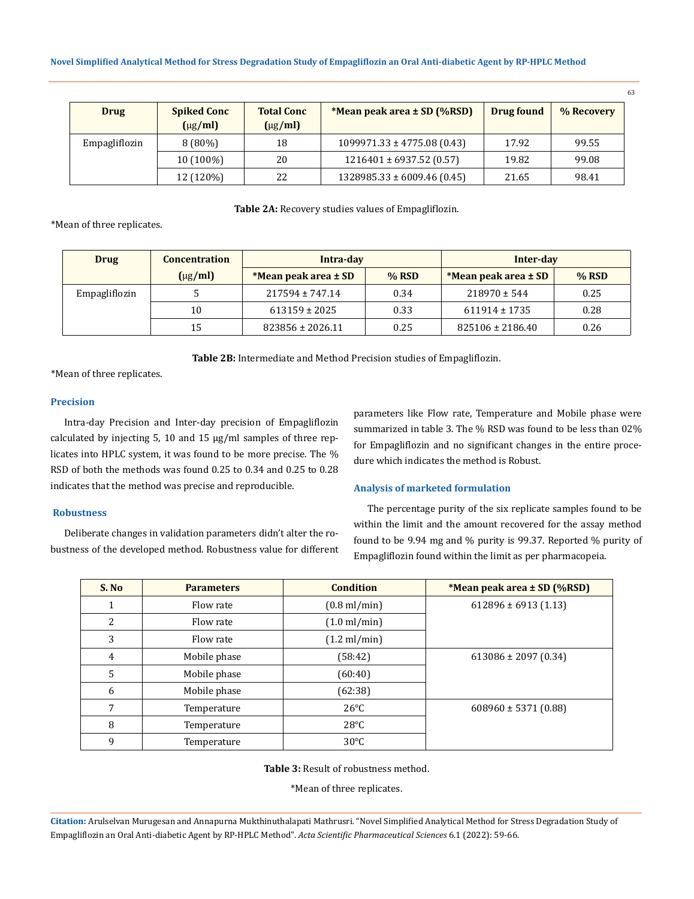| Drug | Spiked Conc (µg/ml) | Total Conc (µg/ml) | *Mean peak area ± SD (%RSD) | Drug found | % Recovery |
|---|---|---|---|---|---|
| Empagliflozin | 8 (80%) | 18 | 1099971.33 ± 4775.08 (0.43) | 17.92 | 99.55 |
| | 10 (100%) | 20 | 1216401 ± 6937.52 (0.57) | 19.82 | 99.08 |
| | 12 (120%) | 22 | 1328985.33 ± 6009.46 (0.45) | 21.65 | 98.41 |

**Table 2A:** Recovery studies values of Empagliflozin.

*Mean of three replicates.

| Drug | Concentration (µg/ml) | Intra-day | | Inter-day | |
|---|---|---|---|---|---|
| | | *Mean peak area ± SD | % RSD | *Mean peak area ± SD | % RSD |
| Empagliflozin | 5 | 217594 ± 747.14 | 0.34 | 218970 ± 544 | 0.25 |
| | 10 | 613159 ± 2025 | 0.33 | 611914 ± 1735 | 0.28 |
| | 15 | 823856 ± 2026.11 | 0.25 | 825106 ± 2186.40 | 0.26 |

**Table 2B:** Intermediate and Method Precision studies of Empagliflozin.

*Mean of three replicates.

### Precision

Intra-day Precision and Inter-day precision of Empagliflozin calculated by injecting 5, 10 and 15 µg/ml samples of three replicates into HPLC system, it was found to be more precise. The % RSD of both the methods was found 0.25 to 0.34 and 0.25 to 0.28 indicates that the method was precise and reproducible.

### Robustness

Deliberate changes in validation parameters didn't alter the robustness of the developed method. Robustness value for different parameters like Flow rate, Temperature and Mobile phase were summarized in table 3. The % RSD was found to be less than 02% for Empagliflozin and no significant changes in the entire procedure which indicates the method is Robust.

### Analysis of marketed formulation

The percentage purity of the six replicate samples found to be within the limit and the amount recovered for the assay method found to be 9.94 mg and % purity is 99.37. Reported % purity of Empagliflozin found within the limit as per pharmacopeia.

| S. No | Parameters | Condition | *Mean peak area ± SD (%RSD) |
|---|---|---|---|
| 1 | Flow rate | (0.8 ml/min) | 612896 ± 6913 (1.13) |
| 2 | Flow rate | (1.0 ml/min) | |
| 3 | Flow rate | (1.2 ml/min) | |
| 4 | Mobile phase | (58:42) | 613086 ± 2097 (0.34) |
| 5 | Mobile phase | (60:40) | |
| 6 | Mobile phase | (62:38) | |
| 7 | Temperature | 26°C | 608960 ± 5371 (0.88) |
| 8 | Temperature | 28°C | |
| 9 | Temperature | 30°C | |

**Table 3:** Result of robustness method.

*Mean of three replicates.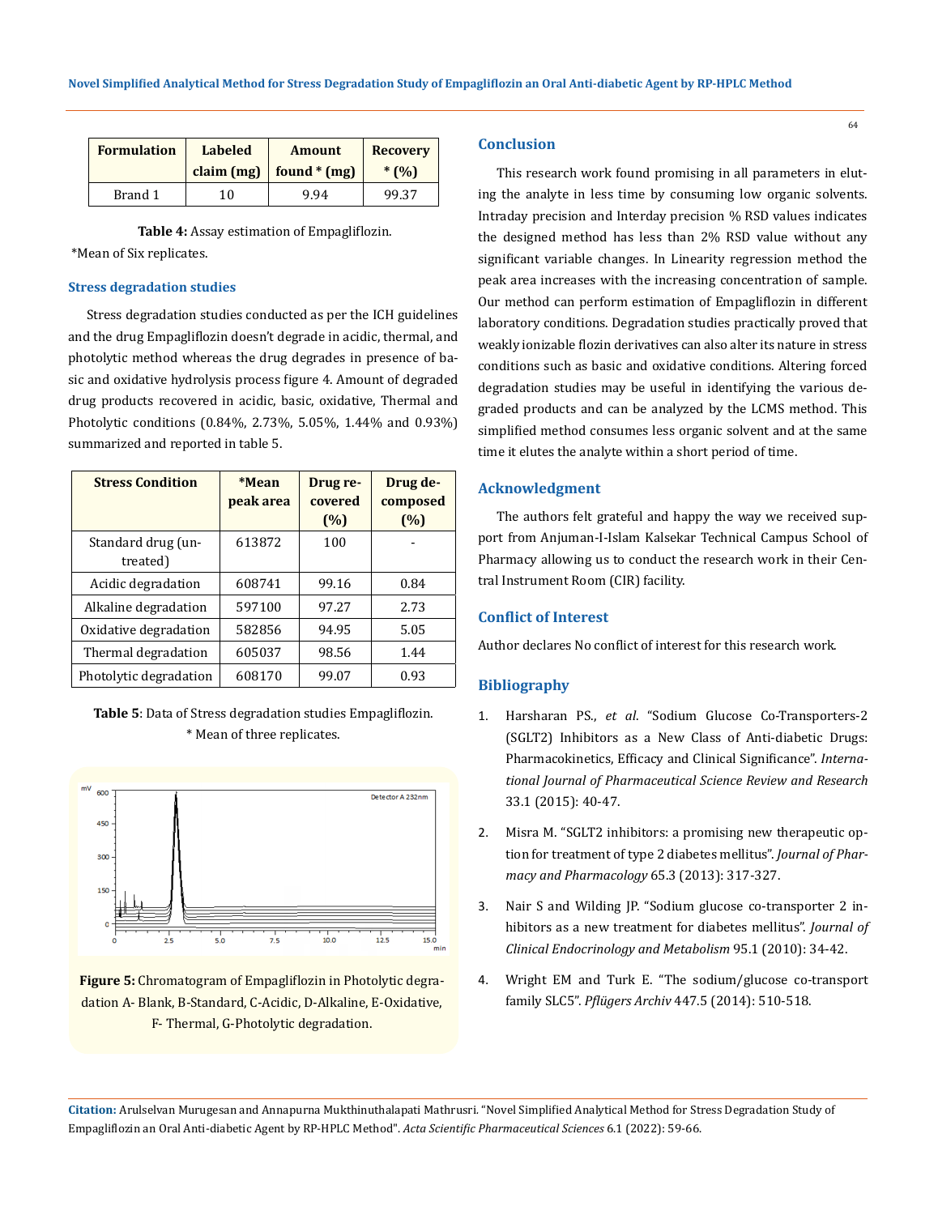| Formulation | Labeled claim (mg) | Amount found * (mg) | Recovery * (%) |
|---|---|---|---|
| Brand 1 | 10 | 9.94 | 99.37 |

**Table 4:** Assay estimation of Empagliflozin.

*Mean of Six replicates.

### Stress degradation studies

Stress degradation studies conducted as per the ICH guidelines and the drug Empagliflozin doesn't degrade in acidic, thermal, and photolytic method whereas the drug degrades in presence of basic and oxidative hydrolysis process figure 4. Amount of degraded drug products recovered in acidic, basic, oxidative, Thermal and Photolytic conditions (0.84%, 2.73%, 5.05%, 1.44% and 0.93%) summarized and reported in table 5.

| Stress Condition | *Mean peak area | Drug recovered (%) | Drug decomposed (%) |
|---|---|---|---|
| Standard drug (untreated) | 613872 | 100 | - |
| Acidic degradation | 608741 | 99.16 | 0.84 |
| Alkaline degradation | 597100 | 97.27 | 2.73 |
| Oxidative degradation | 582856 | 94.95 | 5.05 |
| Thermal degradation | 605037 | 98.56 | 1.44 |
| Photolytic degradation | 608170 | 99.07 | 0.93 |

**Table 5**: Data of Stress degradation studies Empagliflozin.

* Mean of three replicates.

**Figure 5:** Chromatogram of Empagliflozin in Photolytic degradation A- Blank, B-Standard, C-Acidic, D-Alkaline, E-Oxidative, F- Thermal, G-Photolytic degradation.

## Conclusion

This research work found promising in all parameters in eluting the analyte in less time by consuming low organic solvents. Intraday precision and Interday precision % RSD values indicates the designed method has less than 2% RSD value without any significant variable changes. In Linearity regression method the peak area increases with the increasing concentration of sample. Our method can perform estimation of Empagliflozin in different laboratory conditions. Degradation studies practically proved that weakly ionizable flozin derivatives can also alter its nature in stress conditions such as basic and oxidative conditions. Altering forced degradation studies may be useful in identifying the various degraded products and can be analyzed by the LCMS method. This simplified method consumes less organic solvent and at the same time it elutes the analyte within a short period of time.

## Acknowledgment

The authors felt grateful and happy the way we received support from Anjuman-I-Islam Kalsekar Technical Campus School of Pharmacy allowing us to conduct the research work in their Central Instrument Room (CIR) facility.

## Conflict of Interest

Author declares No conflict of interest for this research work.

## Bibliography

1. Harsharan PS., *et al*. "Sodium Glucose Co-Transporters-2 (SGLT2) Inhibitors as a New Class of Anti-diabetic Drugs: Pharmacokinetics, Efficacy and Clinical Significance". *International Journal of Pharmaceutical Science Review and Research* 33.1 (2015): 40-47.
2. Misra M. "SGLT2 inhibitors: a promising new therapeutic option for treatment of type 2 diabetes mellitus". *Journal of Pharmacy and Pharmacology* 65.3 (2013): 317-327.
3. Nair S and Wilding JP. "Sodium glucose co-transporter 2 inhibitors as a new treatment for diabetes mellitus". *Journal of Clinical Endocrinology and Metabolism* 95.1 (2010): 34-42.
4. Wright EM and Turk E. "The sodium/glucose co-transport family SLC5". *Pflügers Archiv* 447.5 (2014): 510-518.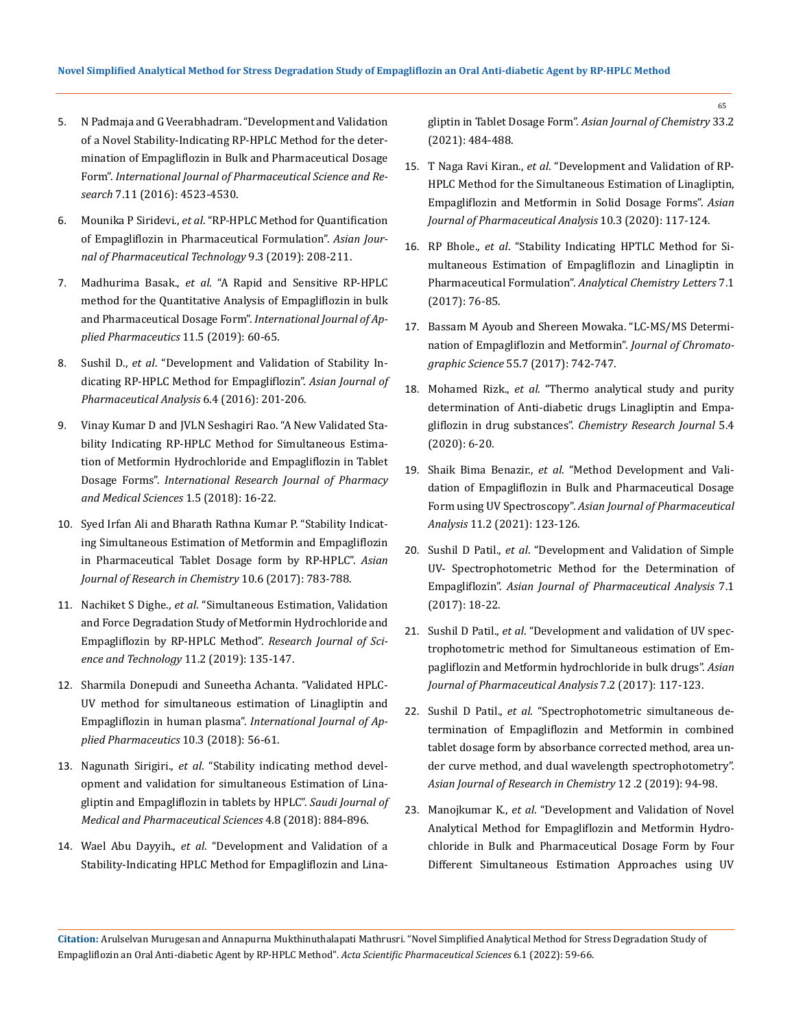5. N Padmaja and G Veerabhadram. "Development and Validation of a Novel Stability-Indicating RP-HPLC Method for the determination of Empagliflozin in Bulk and Pharmaceutical Dosage Form". *International Journal of Pharmaceutical Science and Research* 7.11 (2016): 4523-4530.

6. Mounika P Siridevi., *et al*. "RP-HPLC Method for Quantification of Empagliflozin in Pharmaceutical Formulation". *Asian Journal of Pharmaceutical Technology* 9.3 (2019): 208-211.

7. Madhurima Basak., *et al*. "A Rapid and Sensitive RP-HPLC method for the Quantitative Analysis of Empagliflozin in bulk and Pharmaceutical Dosage Form". *International Journal of Applied Pharmaceutics* 11.5 (2019): 60-65.

8. Sushil D., *et al*. "Development and Validation of Stability Indicating RP-HPLC Method for Empagliflozin". *Asian Journal of Pharmaceutical Analysis* 6.4 (2016): 201-206.

9. Vinay Kumar D and JVLN Seshagiri Rao. "A New Validated Stability Indicating RP-HPLC Method for Simultaneous Estimation of Metformin Hydrochloride and Empagliflozin in Tablet Dosage Forms". *International Research Journal of Pharmacy and Medical Sciences* 1.5 (2018): 16-22.

10. Syed Irfan Ali and Bharath Rathna Kumar P. "Stability Indicating Simultaneous Estimation of Metformin and Empagliflozin in Pharmaceutical Tablet Dosage form by RP-HPLC". *Asian Journal of Research in Chemistry* 10.6 (2017): 783-788.

11. Nachiket S Dighe., *et al*. "Simultaneous Estimation, Validation and Force Degradation Study of Metformin Hydrochloride and Empagliflozin by RP-HPLC Method". *Research Journal of Science and Technology* 11.2 (2019): 135-147.

12. Sharmila Donepudi and Suneetha Achanta. "Validated HPLC-UV method for simultaneous estimation of Linagliptin and Empagliflozin in human plasma". *International Journal of Applied Pharmaceutics* 10.3 (2018): 56-61.

13. Nagunath Sirigiri., *et al*. "Stability indicating method development and validation for simultaneous Estimation of Linagliptin and Empagliflozin in tablets by HPLC". *Saudi Journal of Medical and Pharmaceutical Sciences* 4.8 (2018): 884-896.

14. Wael Abu Dayyih., *et al*. "Development and Validation of a Stability-Indicating HPLC Method for Empagliflozin and Linagliptin in Tablet Dosage Form". *Asian Journal of Chemistry* 33.2 (2021): 484-488.

15. T Naga Ravi Kiran., *et al*. "Development and Validation of RP-HPLC Method for the Simultaneous Estimation of Linagliptin, Empagliflozin and Metformin in Solid Dosage Forms". *Asian Journal of Pharmaceutical Analysis* 10.3 (2020): 117-124.

16. RP Bhole., *et al*. "Stability Indicating HPTLC Method for Simultaneous Estimation of Empagliflozin and Linagliptin in Pharmaceutical Formulation". *Analytical Chemistry Letters* 7.1 (2017): 76-85.

17. Bassam M Ayoub and Shereen Mowaka. "LC-MS/MS Determination of Empagliflozin and Metformin". *Journal of Chromatographic Science* 55.7 (2017): 742-747.

18. Mohamed Rizk., *et al*. "Thermo analytical study and purity determination of Anti-diabetic drugs Linagliptin and Empagliflozin in drug substances". *Chemistry Research Journal* 5.4 (2020): 6-20.

19. Shaik Bima Benazir., *et al*. "Method Development and Validation of Empagliflozin in Bulk and Pharmaceutical Dosage Form using UV Spectroscopy". *Asian Journal of Pharmaceutical Analysis* 11.2 (2021): 123-126.

20. Sushil D Patil., *et al*. "Development and Validation of Simple UV- Spectrophotometric Method for the Determination of Empagliflozin". *Asian Journal of Pharmaceutical Analysis* 7.1 (2017): 18-22.

21. Sushil D Patil., *et al*. "Development and validation of UV spectrophotometric method for Simultaneous estimation of Empagliflozin and Metformin hydrochloride in bulk drugs". *Asian Journal of Pharmaceutical Analysis* 7.2 (2017): 117-123.

22. Sushil D Patil., *et al*. "Spectrophotometric simultaneous determination of Empagliflozin and Metformin in combined tablet dosage form by absorbance corrected method, area under curve method, and dual wavelength spectrophotometry". *Asian Journal of Research in Chemistry* 12 .2 (2019): 94-98.

23. Manojkumar K., *et al*. "Development and Validation of Novel Analytical Method for Empagliflozin and Metformin Hydrochloride in Bulk and Pharmaceutical Dosage Form by Four Different Simultaneous Estimation Approaches using UV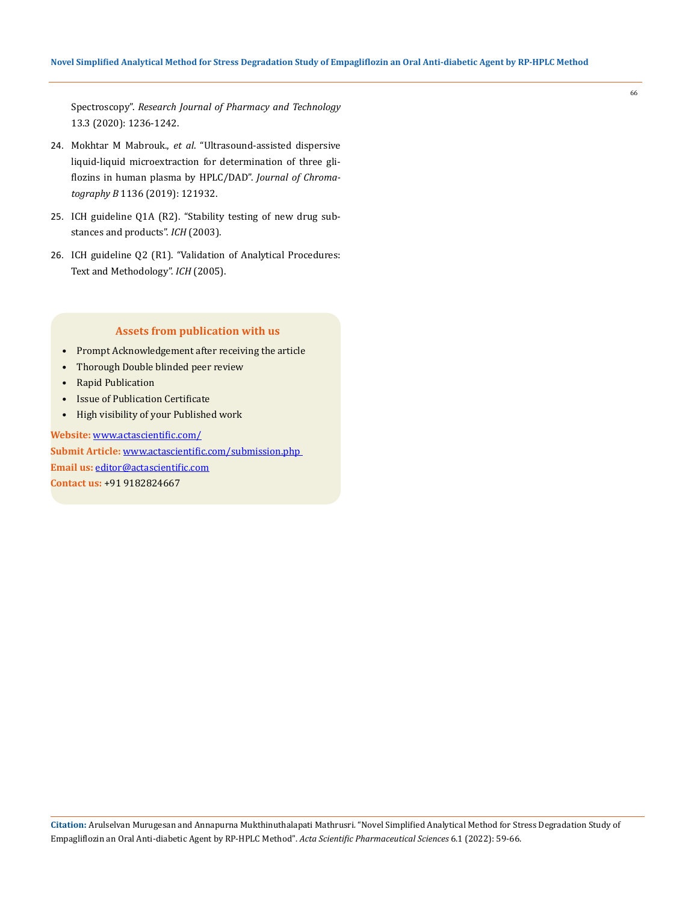Spectroscopy". *Research Journal of Pharmacy and Technology* 13.3 (2020): 1236-1242.

24. Mokhtar M Mabrouk., *et al*. "Ultrasound-assisted dispersive liquid-liquid microextraction for determination of three gliflozins in human plasma by HPLC/DAD". *Journal of Chromatography B* 1136 (2019): 121932.

25. ICH guideline Q1A (R2). "Stability testing of new drug substances and products". *ICH* (2003).

26. ICH guideline Q2 (R1). "Validation of Analytical Procedures: Text and Methodology". *ICH* (2005).

**Assets from publication with us**

- Prompt Acknowledgement after receiving the article
- Thorough Double blinded peer review
- Rapid Publication
- Issue of Publication Certificate
- High visibility of your Published work

**Website:** www.actascientific.com/
**Submit Article:** www.actascientific.com/submission.php
**Email us:** editor@actascientific.com
**Contact us:** +91 9182824667